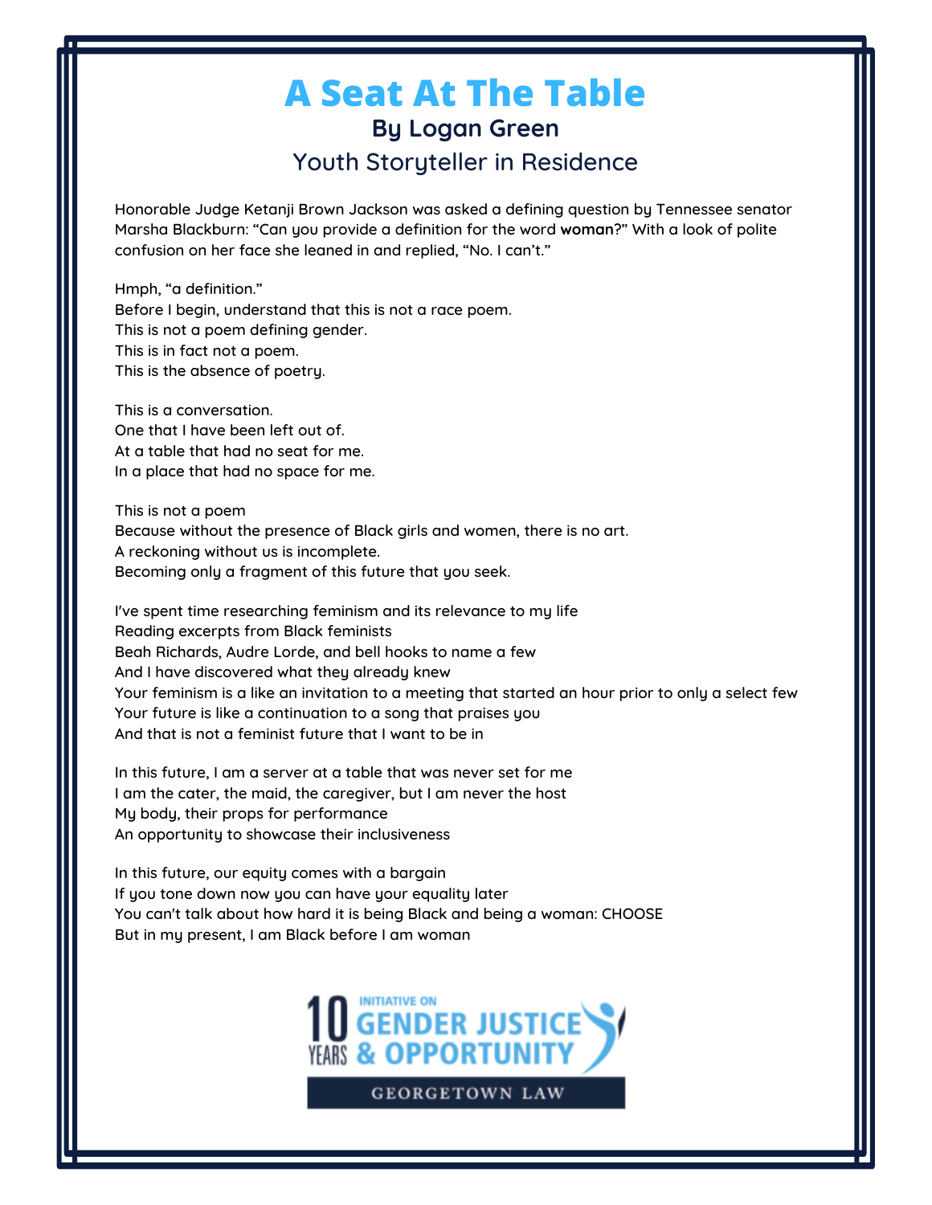# A Seat At The Table

### By Logan Green

### Youth Storyteller in Residence

Honorable Judge Ketanji Brown Jackson was asked a defining question by Tennessee senator Marsha Blackburn: “Can you provide a definition for the word **woman**?” With a look of polite confusion on her face she leaned in and replied, “No. I can’t.”

Hmph, “a definition.”
Before I begin, understand that this is not a race poem.
This is not a poem defining gender.
This is in fact not a poem.
This is the absence of poetry.

This is a conversation.
One that I have been left out of.
At a table that had no seat for me.
In a place that had no space for me.

This is not a poem
Because without the presence of Black girls and women, there is no art.
A reckoning without us is incomplete.
Becoming only a fragment of this future that you seek.

I've spent time researching feminism and its relevance to my life
Reading excerpts from Black feminists
Beah Richards, Audre Lorde, and bell hooks to name a few
And I have discovered what they already knew
Your feminism is a like an invitation to a meeting that started an hour prior to only a select few
Your future is like a continuation to a song that praises you
And that is not a feminist future that I want to be in

In this future, I am a server at a table that was never set for me
I am the cater, the maid, the caregiver, but I am never the host
My body, their props for performance
An opportunity to showcase their inclusiveness

In this future, our equity comes with a bargain
If you tone down now you can have your equality later
You can't talk about how hard it is being Black and being a woman: CHOOSE
But in my present, I am Black before I am woman

10 YEARS INITIATIVE ON GENDER JUSTICE & OPPORTUNITY
GEORGETOWN LAW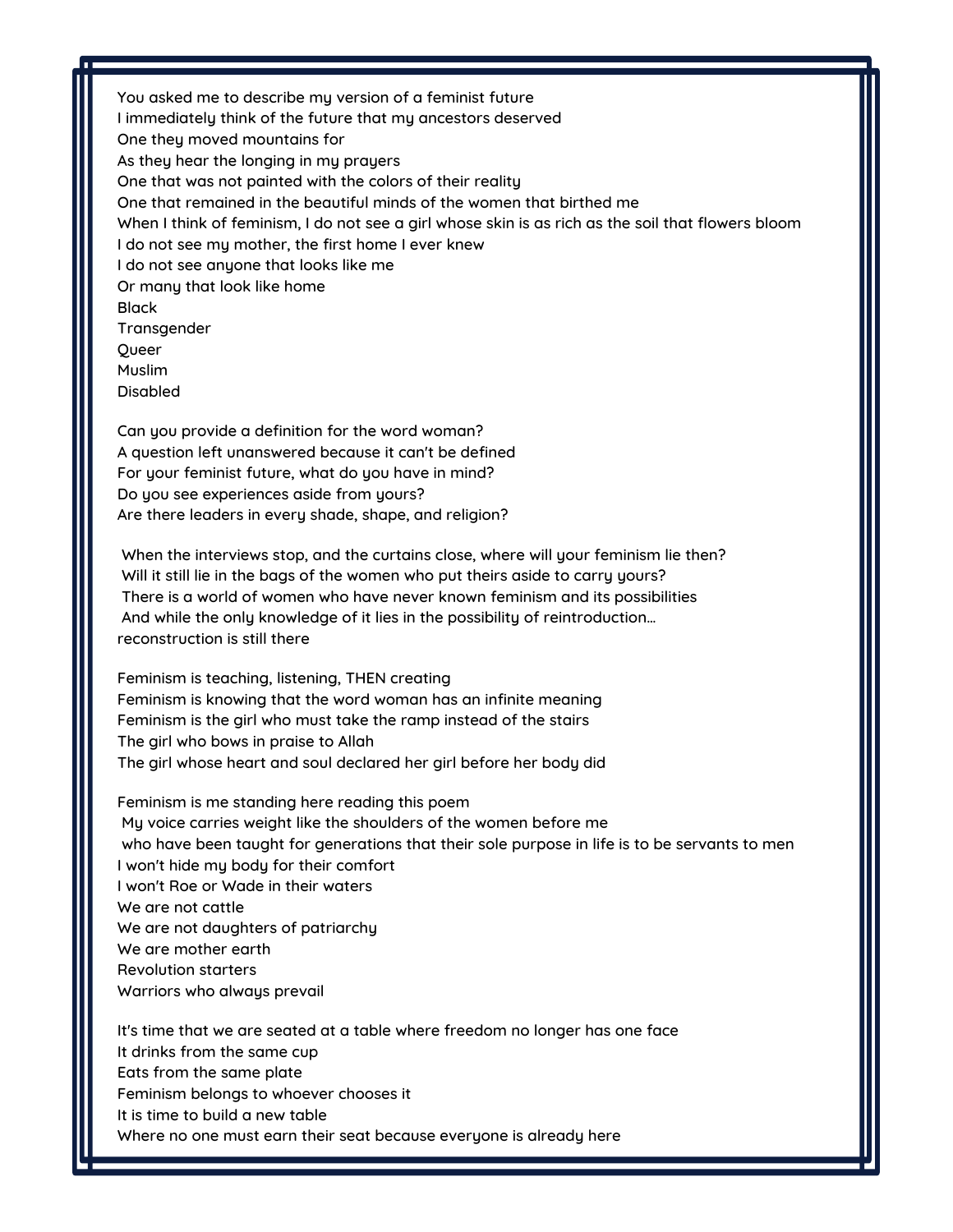You asked me to describe my version of a feminist future
I immediately think of the future that my ancestors deserved
One they moved mountains for
As they hear the longing in my prayers
One that was not painted with the colors of their reality
One that remained in the beautiful minds of the women that birthed me
When I think of feminism, I do not see a girl whose skin is as rich as the soil that flowers bloom
I do not see my mother, the first home I ever knew
I do not see anyone that looks like me
Or many that look like home
Black
Transgender
Queer
Muslim
Disabled

Can you provide a definition for the word woman?
A question left unanswered because it can't be defined
For your feminist future, what do you have in mind?
Do you see experiences aside from yours?
Are there leaders in every shade, shape, and religion?

When the interviews stop, and the curtains close, where will your feminism lie then?
Will it still lie in the bags of the women who put theirs aside to carry yours?
There is a world of women who have never known feminism and its possibilities
And while the only knowledge of it lies in the possibility of reintroduction…
reconstruction is still there

Feminism is teaching, listening, THEN creating
Feminism is knowing that the word woman has an infinite meaning
Feminism is the girl who must take the ramp instead of the stairs
The girl who bows in praise to Allah
The girl whose heart and soul declared her girl before her body did

Feminism is me standing here reading this poem
My voice carries weight like the shoulders of the women before me
who have been taught for generations that their sole purpose in life is to be servants to men
I won't hide my body for their comfort
I won't Roe or Wade in their waters
We are not cattle
We are not daughters of patriarchy
We are mother earth
Revolution starters
Warriors who always prevail

It's time that we are seated at a table where freedom no longer has one face
It drinks from the same cup
Eats from the same plate
Feminism belongs to whoever chooses it
It is time to build a new table
Where no one must earn their seat because everyone is already here